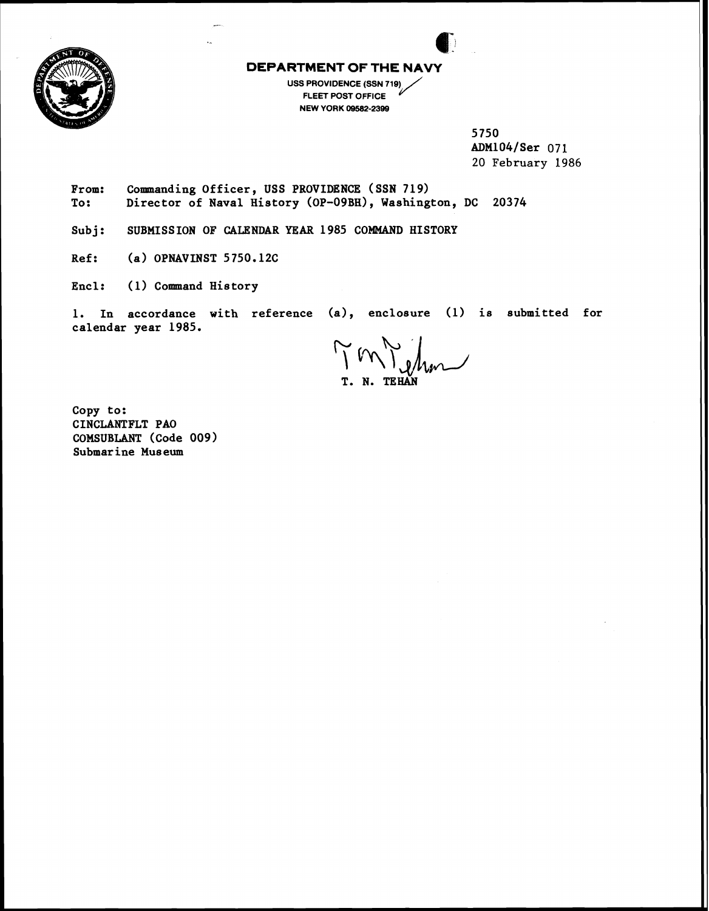**DEPARTMENT OF THE NAVY**

USS PROVIDENCE (SSN 719)
FLEET POST OFFICE
NEW YORK 09582-2399

5750
ADM104/Ser 071
20 February 1986

From: Commanding Officer, USS PROVIDENCE (SSN 719)
To: Director of Naval History (OP-09BH), Washington, DC 20374

Subj: SUBMISSION OF CALENDAR YEAR 1985 COMMAND HISTORY

Ref: (a) OPNAVINST 5750.12C

Encl: (1) Command History

1. In accordance with reference (a), enclosure (1) is submitted for calendar year 1985.

T. N. TEHAN

Copy to:
CINCLANTFLT PAO
COMSUBLANT (Code 009)
Submarine Museum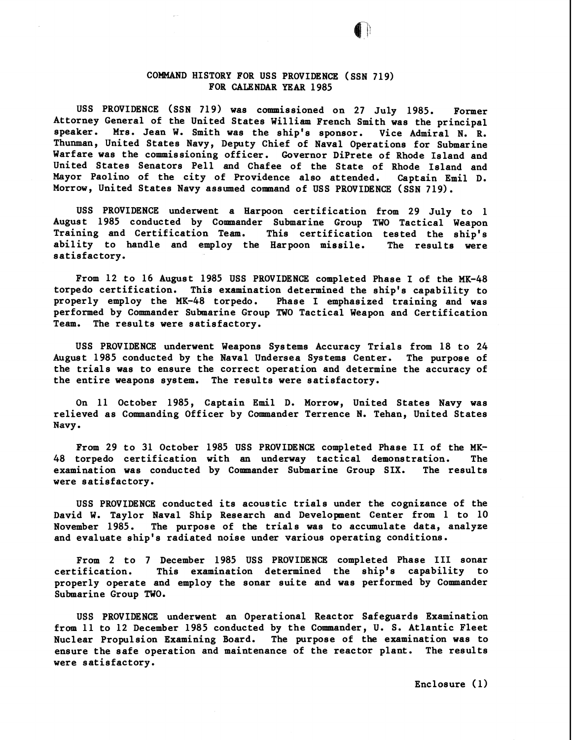# COMMAND HISTORY FOR USS PROVIDENCE (SSN 719) FOR CALENDAR YEAR 1985

USS PROVIDENCE (SSN 719) was commissioned on 27 July 1985. Former Attorney General of the United States William French Smith was the principal speaker. Mrs. Jean W. Smith was the ship's sponsor. Vice Admiral N. R. Thunman, United States Navy, Deputy Chief of Naval Operations for Submarine Warfare was the commissioning officer. Governor DiPrete of Rhode Island and United States Senators Pell and Chafee of the State of Rhode Island and Mayor Paolino of the city of Providence also attended. Captain Emil D. Morrow, United States Navy assumed command of USS PROVIDENCE (SSN 719).

USS PROVIDENCE underwent a Harpoon certification from 29 July to 1 August 1985 conducted by Commander Submarine Group TWO Tactical Weapon Training and Certification Team. This certification tested the ship's ability to handle and employ the Harpoon missile. The results were satisfactory.

From 12 to 16 August 1985 USS PROVIDENCE completed Phase I of the MK-48 torpedo certification. This examination determined the ship's capability to properly employ the MK-48 torpedo. Phase I emphasized training and was performed by Commander Submarine Group TWO Tactical Weapon and Certification Team. The results were satisfactory.

USS PROVIDENCE underwent Weapons Systems Accuracy Trials from 18 to 24 August 1985 conducted by the Naval Undersea Systems Center. The purpose of the trials was to ensure the correct operation and determine the accuracy of the entire weapons system. The results were satisfactory.

On 11 October 1985, Captain Emil D. Morrow, United States Navy was relieved as Commanding Officer by Commander Terrence N. Tehan, United States Navy.

From 29 to 31 October 1985 USS PROVIDENCE completed Phase II of the MK-48 torpedo certification with an underway tactical demonstration. The examination was conducted by Commander Submarine Group SIX. The results were satisfactory.

USS PROVIDENCE conducted its acoustic trials under the cognizance of the David W. Taylor Naval Ship Research and Development Center from 1 to 10 November 1985. The purpose of the trials was to accumulate data, analyze and evaluate ship's radiated noise under various operating conditions.

From 2 to 7 December 1985 USS PROVIDENCE completed Phase III sonar certification. This examination determined the ship's capability to properly operate and employ the sonar suite and was performed by Commander Submarine Group TWO.

USS PROVIDENCE underwent an Operational Reactor Safeguards Examination from 11 to 12 December 1985 conducted by the Commander, U. S. Atlantic Fleet Nuclear Propulsion Examining Board. The purpose of the examination was to ensure the safe operation and maintenance of the reactor plant. The results were satisfactory.

Enclosure (1)